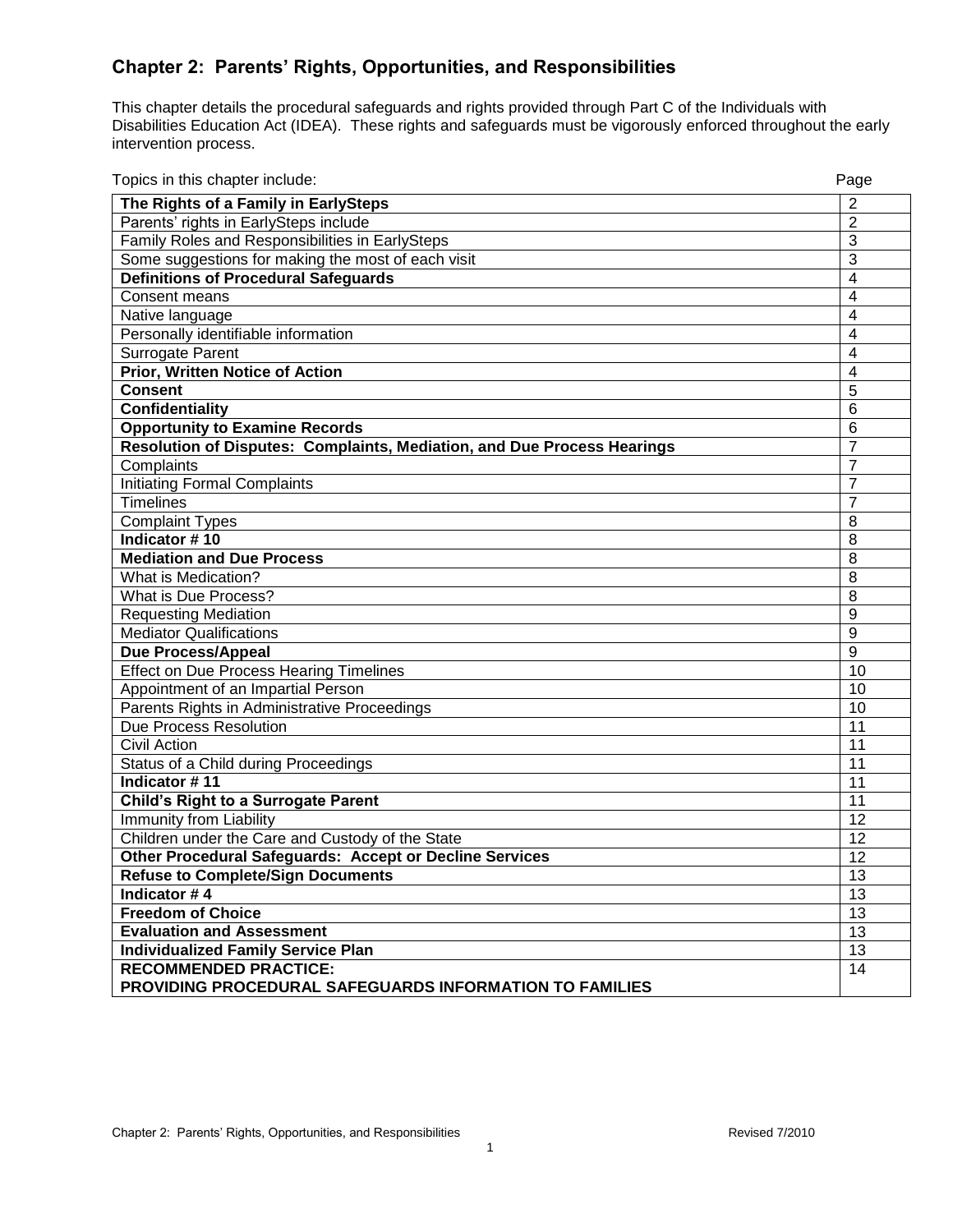## Chapter 2: Parents' Rights, Opportunities, and Responsibilities

This chapter details the procedural safeguards and rights provided through Part C of the Individuals with Disabilities Education Act (IDEA). These rights and safeguards must be vigorously enforced throughout the early intervention process.

| Topics in this chapter include: | Page |
|---|---|
| **The Rights of a Family in EarlySteps** | 2 |
| Parents' rights in EarlySteps include | 2 |
| Family Roles and Responsibilities in EarlySteps | 3 |
| Some suggestions for making the most of each visit | 3 |
| **Definitions of Procedural Safeguards** | 4 |
| Consent means | 4 |
| Native language | 4 |
| Personally identifiable information | 4 |
| Surrogate Parent | 4 |
| **Prior, Written Notice of Action** | 4 |
| **Consent** | 5 |
| **Confidentiality** | 6 |
| **Opportunity to Examine Records** | 6 |
| **Resolution of Disputes: Complaints, Mediation, and Due Process Hearings** | 7 |
| Complaints | 7 |
| Initiating Formal Complaints | 7 |
| Timelines | 7 |
| Complaint Types | 8 |
| **Indicator # 10** | 8 |
| **Mediation and Due Process** | 8 |
| What is Medication? | 8 |
| What is Due Process? | 8 |
| Requesting Mediation | 9 |
| Mediator Qualifications | 9 |
| **Due Process/Appeal** | 9 |
| Effect on Due Process Hearing Timelines | 10 |
| Appointment of an Impartial Person | 10 |
| Parents Rights in Administrative Proceedings | 10 |
| Due Process Resolution | 11 |
| Civil Action | 11 |
| Status of a Child during Proceedings | 11 |
| **Indicator # 11** | 11 |
| **Child's Right to a Surrogate Parent** | 11 |
| Immunity from Liability | 12 |
| Children under the Care and Custody of the State | 12 |
| **Other Procedural Safeguards: Accept or Decline Services** | 12 |
| **Refuse to Complete/Sign Documents** | 13 |
| **Indicator # 4** | 13 |
| **Freedom of Choice** | 13 |
| **Evaluation and Assessment** | 13 |
| **Individualized Family Service Plan** | 13 |
| **RECOMMENDED PRACTICE: PROVIDING PROCEDURAL SAFEGUARDS INFORMATION TO FAMILIES** | 14 |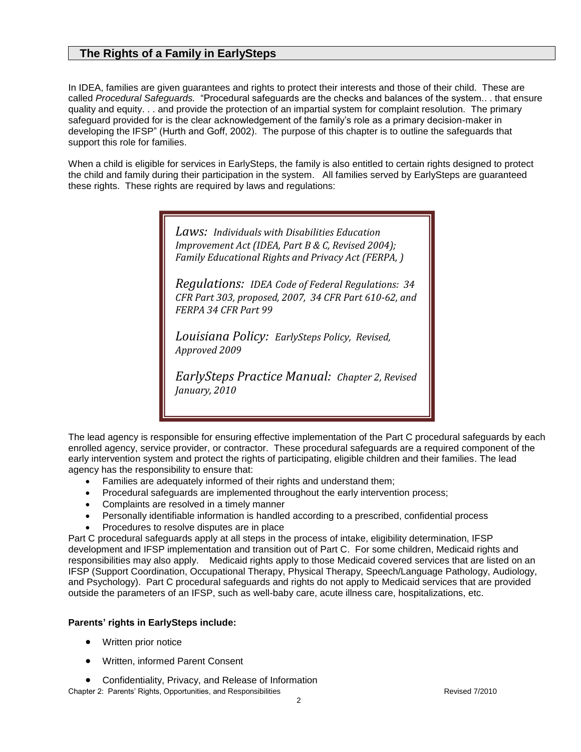## The Rights of a Family in EarlySteps

In IDEA, families are given guarantees and rights to protect their interests and those of their child. These are called *Procedural Safeguards.* "Procedural safeguards are the checks and balances of the system.. . that ensure quality and equity. . . and provide the protection of an impartial system for complaint resolution. The primary safeguard provided for is the clear acknowledgement of the family's role as a primary decision-maker in developing the IFSP" (Hurth and Goff, 2002). The purpose of this chapter is to outline the safeguards that support this role for families.

When a child is eligible for services in EarlySteps, the family is also entitled to certain rights designed to protect the child and family during their participation in the system. All families served by EarlySteps are guaranteed these rights. These rights are required by laws and regulations:

> *Laws: Individuals with Disabilities Education Improvement Act (IDEA, Part B & C, Revised 2004); Family Educational Rights and Privacy Act (FERPA, )*
>
> *Regulations: IDEA Code of Federal Regulations: 34 CFR Part 303, proposed, 2007, 34 CFR Part 610-62, and FERPA 34 CFR Part 99*
>
> *Louisiana Policy: EarlySteps Policy, Revised, Approved 2009*
>
> *EarlySteps Practice Manual: Chapter 2, Revised January, 2010*

The lead agency is responsible for ensuring effective implementation of the Part C procedural safeguards by each enrolled agency, service provider, or contractor. These procedural safeguards are a required component of the early intervention system and protect the rights of participating, eligible children and their families. The lead agency has the responsibility to ensure that:

- Families are adequately informed of their rights and understand them;
- Procedural safeguards are implemented throughout the early intervention process;
- Complaints are resolved in a timely manner
- Personally identifiable information is handled according to a prescribed, confidential process
- Procedures to resolve disputes are in place

Part C procedural safeguards apply at all steps in the process of intake, eligibility determination, IFSP development and IFSP implementation and transition out of Part C. For some children, Medicaid rights and responsibilities may also apply. Medicaid rights apply to those Medicaid covered services that are listed on an IFSP (Support Coordination, Occupational Therapy, Physical Therapy, Speech/Language Pathology, Audiology, and Psychology). Part C procedural safeguards and rights do not apply to Medicaid services that are provided outside the parameters of an IFSP, such as well-baby care, acute illness care, hospitalizations, etc.

**Parents' rights in EarlySteps include:**

- Written prior notice
- Written, informed Parent Consent
- Confidentiality, Privacy, and Release of Information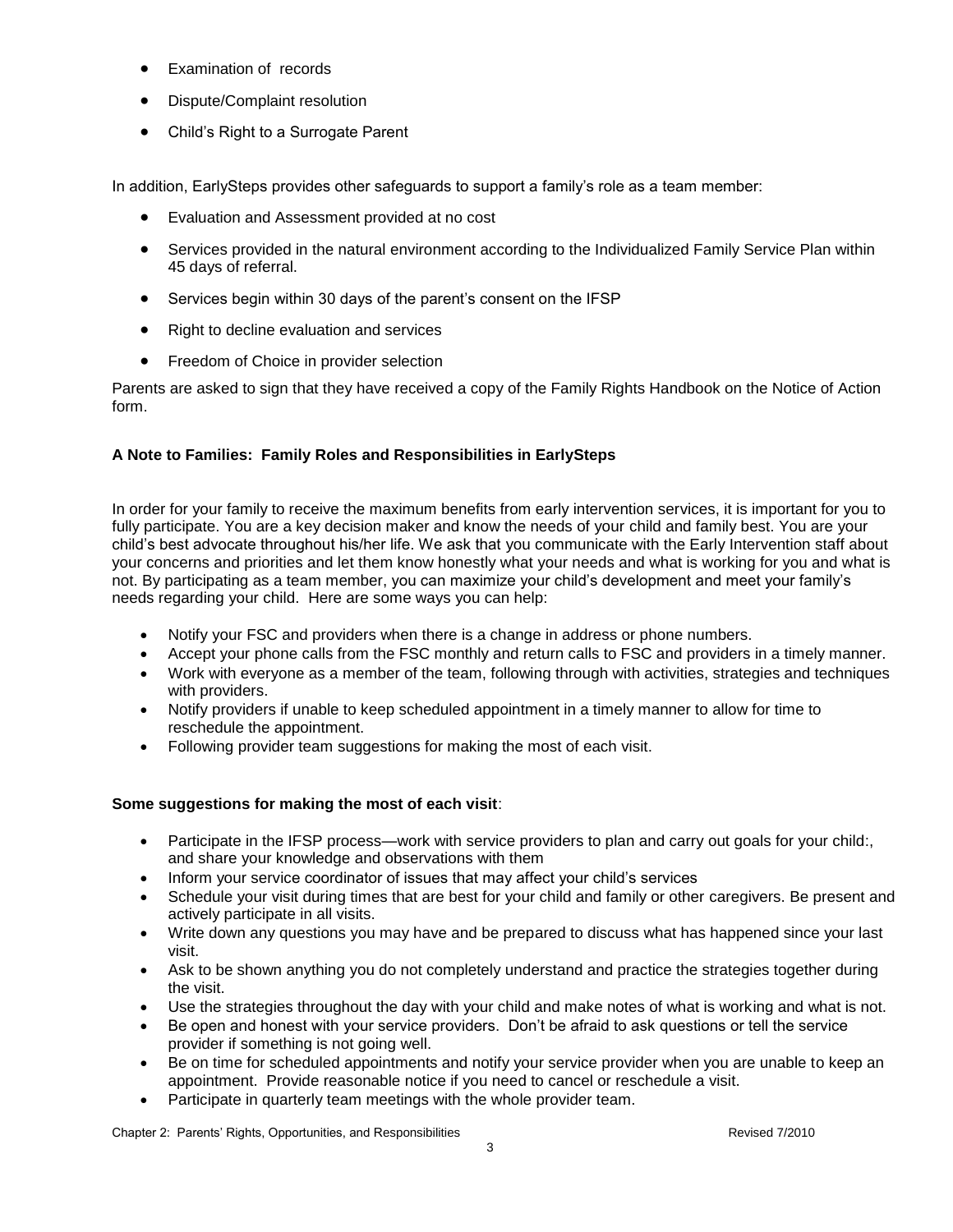- Examination of records
- Dispute/Complaint resolution
- Child's Right to a Surrogate Parent

In addition, EarlySteps provides other safeguards to support a family's role as a team member:

- Evaluation and Assessment provided at no cost
- Services provided in the natural environment according to the Individualized Family Service Plan within 45 days of referral.
- Services begin within 30 days of the parent's consent on the IFSP
- Right to decline evaluation and services
- Freedom of Choice in provider selection

Parents are asked to sign that they have received a copy of the Family Rights Handbook on the Notice of Action form.

**A Note to Families: Family Roles and Responsibilities in EarlySteps**

In order for your family to receive the maximum benefits from early intervention services, it is important for you to fully participate. You are a key decision maker and know the needs of your child and family best. You are your child's best advocate throughout his/her life. We ask that you communicate with the Early Intervention staff about your concerns and priorities and let them know honestly what your needs and what is working for you and what is not. By participating as a team member, you can maximize your child's development and meet your family's needs regarding your child. Here are some ways you can help:

- Notify your FSC and providers when there is a change in address or phone numbers.
- Accept your phone calls from the FSC monthly and return calls to FSC and providers in a timely manner.
- Work with everyone as a member of the team, following through with activities, strategies and techniques with providers.
- Notify providers if unable to keep scheduled appointment in a timely manner to allow for time to reschedule the appointment.
- Following provider team suggestions for making the most of each visit.

**Some suggestions for making the most of each visit**:

- Participate in the IFSP process—work with service providers to plan and carry out goals for your child:, and share your knowledge and observations with them
- Inform your service coordinator of issues that may affect your child's services
- Schedule your visit during times that are best for your child and family or other caregivers. Be present and actively participate in all visits.
- Write down any questions you may have and be prepared to discuss what has happened since your last visit.
- Ask to be shown anything you do not completely understand and practice the strategies together during the visit.
- Use the strategies throughout the day with your child and make notes of what is working and what is not.
- Be open and honest with your service providers. Don't be afraid to ask questions or tell the service provider if something is not going well.
- Be on time for scheduled appointments and notify your service provider when you are unable to keep an appointment. Provide reasonable notice if you need to cancel or reschedule a visit.
- Participate in quarterly team meetings with the whole provider team.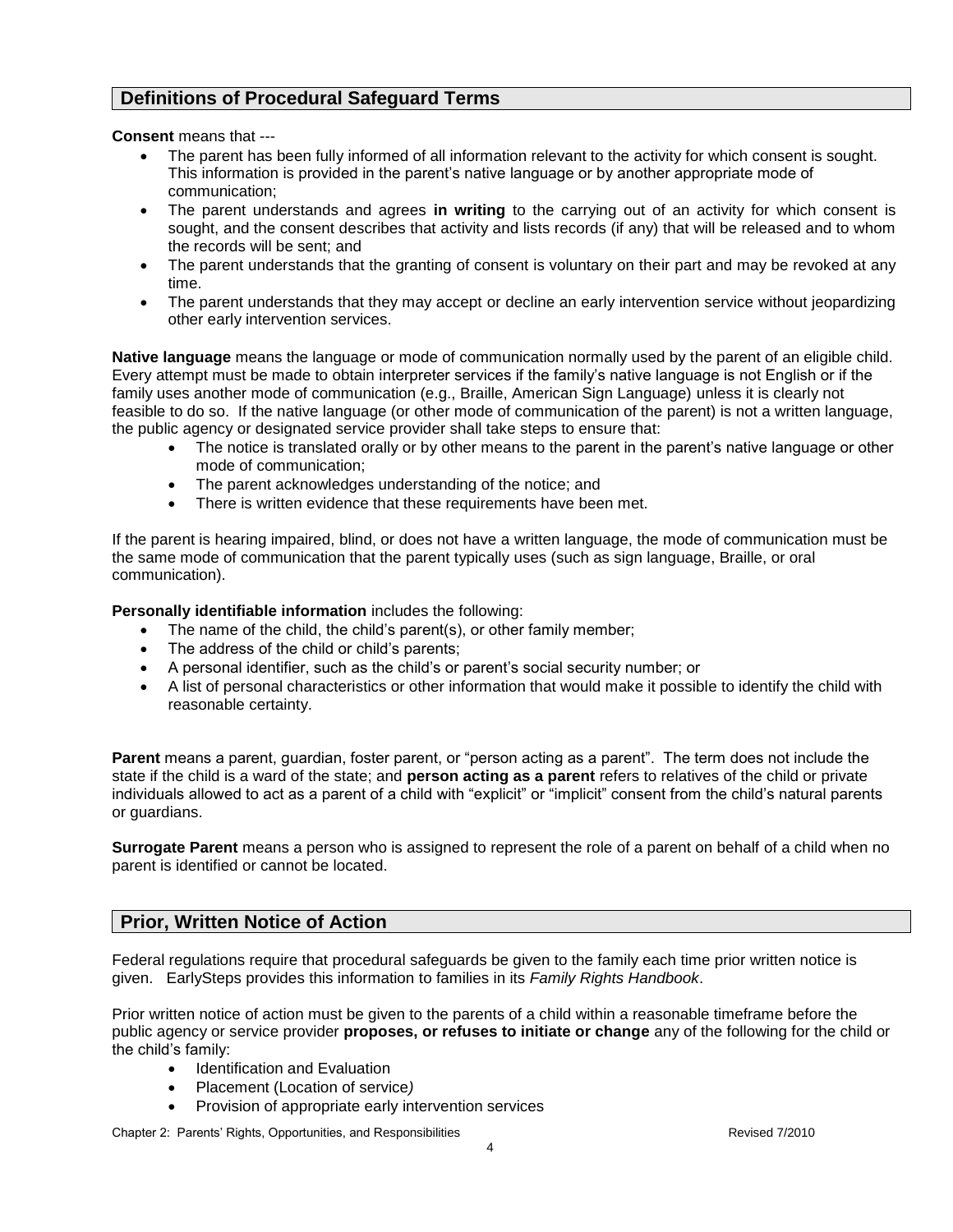## Definitions of Procedural Safeguard Terms

**Consent** means that ---

- The parent has been fully informed of all information relevant to the activity for which consent is sought. This information is provided in the parent's native language or by another appropriate mode of communication;
- The parent understands and agrees **in writing** to the carrying out of an activity for which consent is sought, and the consent describes that activity and lists records (if any) that will be released and to whom the records will be sent; and
- The parent understands that the granting of consent is voluntary on their part and may be revoked at any time.
- The parent understands that they may accept or decline an early intervention service without jeopardizing other early intervention services.

**Native language** means the language or mode of communication normally used by the parent of an eligible child. Every attempt must be made to obtain interpreter services if the family's native language is not English or if the family uses another mode of communication (e.g., Braille, American Sign Language) unless it is clearly not feasible to do so. If the native language (or other mode of communication of the parent) is not a written language, the public agency or designated service provider shall take steps to ensure that:

- The notice is translated orally or by other means to the parent in the parent's native language or other mode of communication;
- The parent acknowledges understanding of the notice; and
- There is written evidence that these requirements have been met.

If the parent is hearing impaired, blind, or does not have a written language, the mode of communication must be the same mode of communication that the parent typically uses (such as sign language, Braille, or oral communication).

**Personally identifiable information** includes the following:

- The name of the child, the child's parent(s), or other family member;
- The address of the child or child's parents;
- A personal identifier, such as the child's or parent's social security number; or
- A list of personal characteristics or other information that would make it possible to identify the child with reasonable certainty.

**Parent** means a parent, guardian, foster parent, or "person acting as a parent". The term does not include the state if the child is a ward of the state; and **person acting as a parent** refers to relatives of the child or private individuals allowed to act as a parent of a child with "explicit" or "implicit" consent from the child's natural parents or guardians.

**Surrogate Parent** means a person who is assigned to represent the role of a parent on behalf of a child when no parent is identified or cannot be located.

## Prior, Written Notice of Action

Federal regulations require that procedural safeguards be given to the family each time prior written notice is given. EarlySteps provides this information to families in its *Family Rights Handbook*.

Prior written notice of action must be given to the parents of a child within a reasonable timeframe before the public agency or service provider **proposes, or refuses to initiate or change** any of the following for the child or the child's family:

- Identification and Evaluation
- Placement (Location of service*)*
- Provision of appropriate early intervention services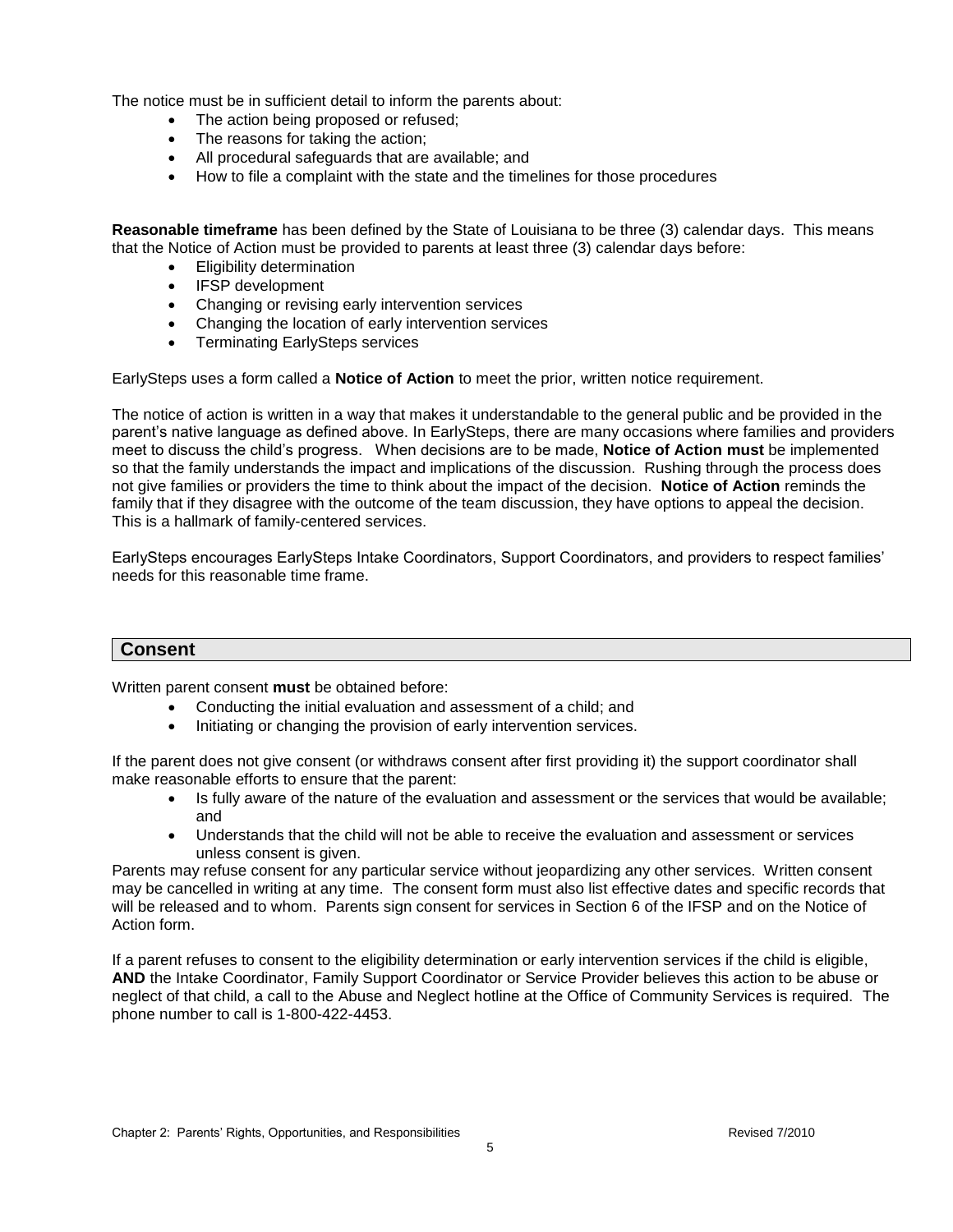The notice must be in sufficient detail to inform the parents about:

- The action being proposed or refused;
- The reasons for taking the action;
- All procedural safeguards that are available; and
- How to file a complaint with the state and the timelines for those procedures

**Reasonable timeframe** has been defined by the State of Louisiana to be three (3) calendar days. This means that the Notice of Action must be provided to parents at least three (3) calendar days before:

- Eligibility determination
- IFSP development
- Changing or revising early intervention services
- Changing the location of early intervention services
- Terminating EarlySteps services

EarlySteps uses a form called a **Notice of Action** to meet the prior, written notice requirement.

The notice of action is written in a way that makes it understandable to the general public and be provided in the parent's native language as defined above. In EarlySteps, there are many occasions where families and providers meet to discuss the child's progress. When decisions are to be made, **Notice of Action must** be implemented so that the family understands the impact and implications of the discussion. Rushing through the process does not give families or providers the time to think about the impact of the decision. **Notice of Action** reminds the family that if they disagree with the outcome of the team discussion, they have options to appeal the decision. This is a hallmark of family-centered services.

EarlySteps encourages EarlySteps Intake Coordinators, Support Coordinators, and providers to respect families' needs for this reasonable time frame.

## Consent

Written parent consent **must** be obtained before:

- Conducting the initial evaluation and assessment of a child; and
- Initiating or changing the provision of early intervention services.

If the parent does not give consent (or withdraws consent after first providing it) the support coordinator shall make reasonable efforts to ensure that the parent:

- Is fully aware of the nature of the evaluation and assessment or the services that would be available; and
- Understands that the child will not be able to receive the evaluation and assessment or services unless consent is given.

Parents may refuse consent for any particular service without jeopardizing any other services. Written consent may be cancelled in writing at any time. The consent form must also list effective dates and specific records that will be released and to whom. Parents sign consent for services in Section 6 of the IFSP and on the Notice of Action form.

If a parent refuses to consent to the eligibility determination or early intervention services if the child is eligible, **AND** the Intake Coordinator, Family Support Coordinator or Service Provider believes this action to be abuse or neglect of that child, a call to the Abuse and Neglect hotline at the Office of Community Services is required. The phone number to call is 1-800-422-4453.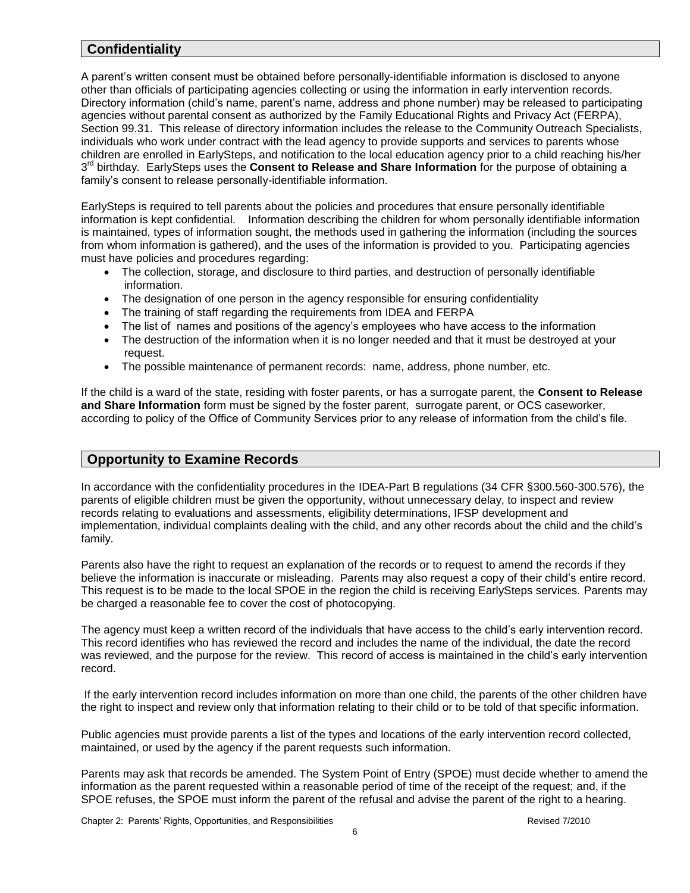## Confidentiality

A parent's written consent must be obtained before personally-identifiable information is disclosed to anyone other than officials of participating agencies collecting or using the information in early intervention records. Directory information (child's name, parent's name, address and phone number) may be released to participating agencies without parental consent as authorized by the Family Educational Rights and Privacy Act (FERPA), Section 99.31. This release of directory information includes the release to the Community Outreach Specialists, individuals who work under contract with the lead agency to provide supports and services to parents whose children are enrolled in EarlySteps, and notification to the local education agency prior to a child reaching his/her 3rd birthday. EarlySteps uses the **Consent to Release and Share Information** for the purpose of obtaining a family's consent to release personally-identifiable information.

EarlySteps is required to tell parents about the policies and procedures that ensure personally identifiable information is kept confidential. Information describing the children for whom personally identifiable information is maintained, types of information sought, the methods used in gathering the information (including the sources from whom information is gathered), and the uses of the information is provided to you. Participating agencies must have policies and procedures regarding:

- The collection, storage, and disclosure to third parties, and destruction of personally identifiable information.
- The designation of one person in the agency responsible for ensuring confidentiality
- The training of staff regarding the requirements from IDEA and FERPA
- The list of names and positions of the agency's employees who have access to the information
- The destruction of the information when it is no longer needed and that it must be destroyed at your request.
- The possible maintenance of permanent records: name, address, phone number, etc.

If the child is a ward of the state, residing with foster parents, or has a surrogate parent, the **Consent to Release and Share Information** form must be signed by the foster parent, surrogate parent, or OCS caseworker, according to policy of the Office of Community Services prior to any release of information from the child's file.

## Opportunity to Examine Records

In accordance with the confidentiality procedures in the IDEA-Part B regulations (34 CFR §300.560-300.576), the parents of eligible children must be given the opportunity, without unnecessary delay, to inspect and review records relating to evaluations and assessments, eligibility determinations, IFSP development and implementation, individual complaints dealing with the child, and any other records about the child and the child's family.

Parents also have the right to request an explanation of the records or to request to amend the records if they believe the information is inaccurate or misleading. Parents may also request a copy of their child's entire record. This request is to be made to the local SPOE in the region the child is receiving EarlySteps services. Parents may be charged a reasonable fee to cover the cost of photocopying.

The agency must keep a written record of the individuals that have access to the child's early intervention record. This record identifies who has reviewed the record and includes the name of the individual, the date the record was reviewed, and the purpose for the review. This record of access is maintained in the child's early intervention record.

If the early intervention record includes information on more than one child, the parents of the other children have the right to inspect and review only that information relating to their child or to be told of that specific information.

Public agencies must provide parents a list of the types and locations of the early intervention record collected, maintained, or used by the agency if the parent requests such information.

Parents may ask that records be amended. The System Point of Entry (SPOE) must decide whether to amend the information as the parent requested within a reasonable period of time of the receipt of the request; and, if the SPOE refuses, the SPOE must inform the parent of the refusal and advise the parent of the right to a hearing.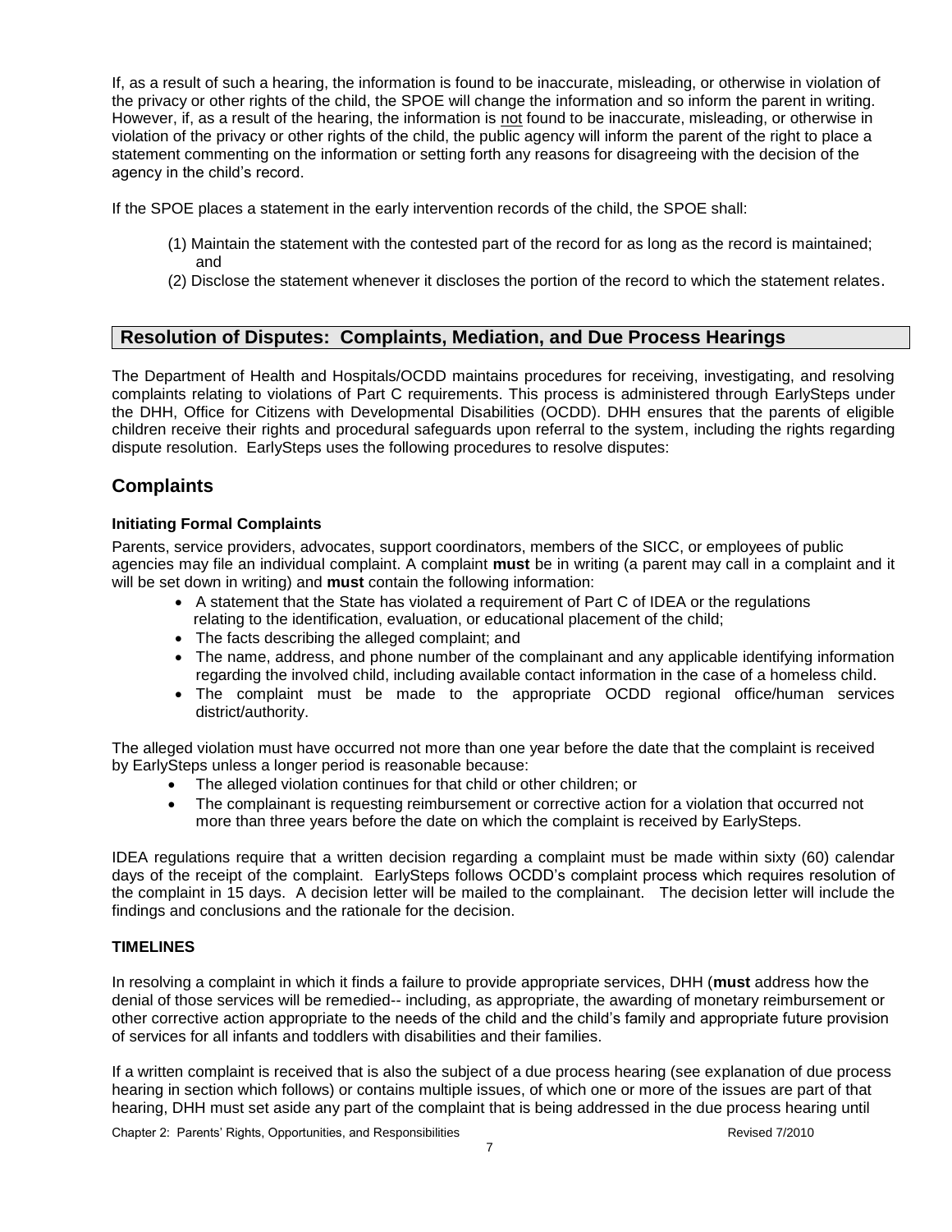If, as a result of such a hearing, the information is found to be inaccurate, misleading, or otherwise in violation of the privacy or other rights of the child, the SPOE will change the information and so inform the parent in writing. However, if, as a result of the hearing, the information is not found to be inaccurate, misleading, or otherwise in violation of the privacy or other rights of the child, the public agency will inform the parent of the right to place a statement commenting on the information or setting forth any reasons for disagreeing with the decision of the agency in the child's record.

If the SPOE places a statement in the early intervention records of the child, the SPOE shall:

(1) Maintain the statement with the contested part of the record for as long as the record is maintained; and
(2) Disclose the statement whenever it discloses the portion of the record to which the statement relates.

## Resolution of Disputes: Complaints, Mediation, and Due Process Hearings

The Department of Health and Hospitals/OCDD maintains procedures for receiving, investigating, and resolving complaints relating to violations of Part C requirements. This process is administered through EarlySteps under the DHH, Office for Citizens with Developmental Disabilities (OCDD). DHH ensures that the parents of eligible children receive their rights and procedural safeguards upon referral to the system, including the rights regarding dispute resolution. EarlySteps uses the following procedures to resolve disputes:

## Complaints

### Initiating Formal Complaints

Parents, service providers, advocates, support coordinators, members of the SICC, or employees of public agencies may file an individual complaint. A complaint **must** be in writing (a parent may call in a complaint and it will be set down in writing) and **must** contain the following information:

- A statement that the State has violated a requirement of Part C of IDEA or the regulations relating to the identification, evaluation, or educational placement of the child;
- The facts describing the alleged complaint; and
- The name, address, and phone number of the complainant and any applicable identifying information regarding the involved child, including available contact information in the case of a homeless child.
- The complaint must be made to the appropriate OCDD regional office/human services district/authority.

The alleged violation must have occurred not more than one year before the date that the complaint is received by EarlySteps unless a longer period is reasonable because:

- The alleged violation continues for that child or other children; or
- The complainant is requesting reimbursement or corrective action for a violation that occurred not more than three years before the date on which the complaint is received by EarlySteps.

IDEA regulations require that a written decision regarding a complaint must be made within sixty (60) calendar days of the receipt of the complaint. EarlySteps follows OCDD's complaint process which requires resolution of the complaint in 15 days. A decision letter will be mailed to the complainant. The decision letter will include the findings and conclusions and the rationale for the decision.

### TIMELINES

In resolving a complaint in which it finds a failure to provide appropriate services, DHH (**must** address how the denial of those services will be remedied-- including, as appropriate, the awarding of monetary reimbursement or other corrective action appropriate to the needs of the child and the child's family and appropriate future provision of services for all infants and toddlers with disabilities and their families.

If a written complaint is received that is also the subject of a due process hearing (see explanation of due process hearing in section which follows) or contains multiple issues, of which one or more of the issues are part of that hearing, DHH must set aside any part of the complaint that is being addressed in the due process hearing until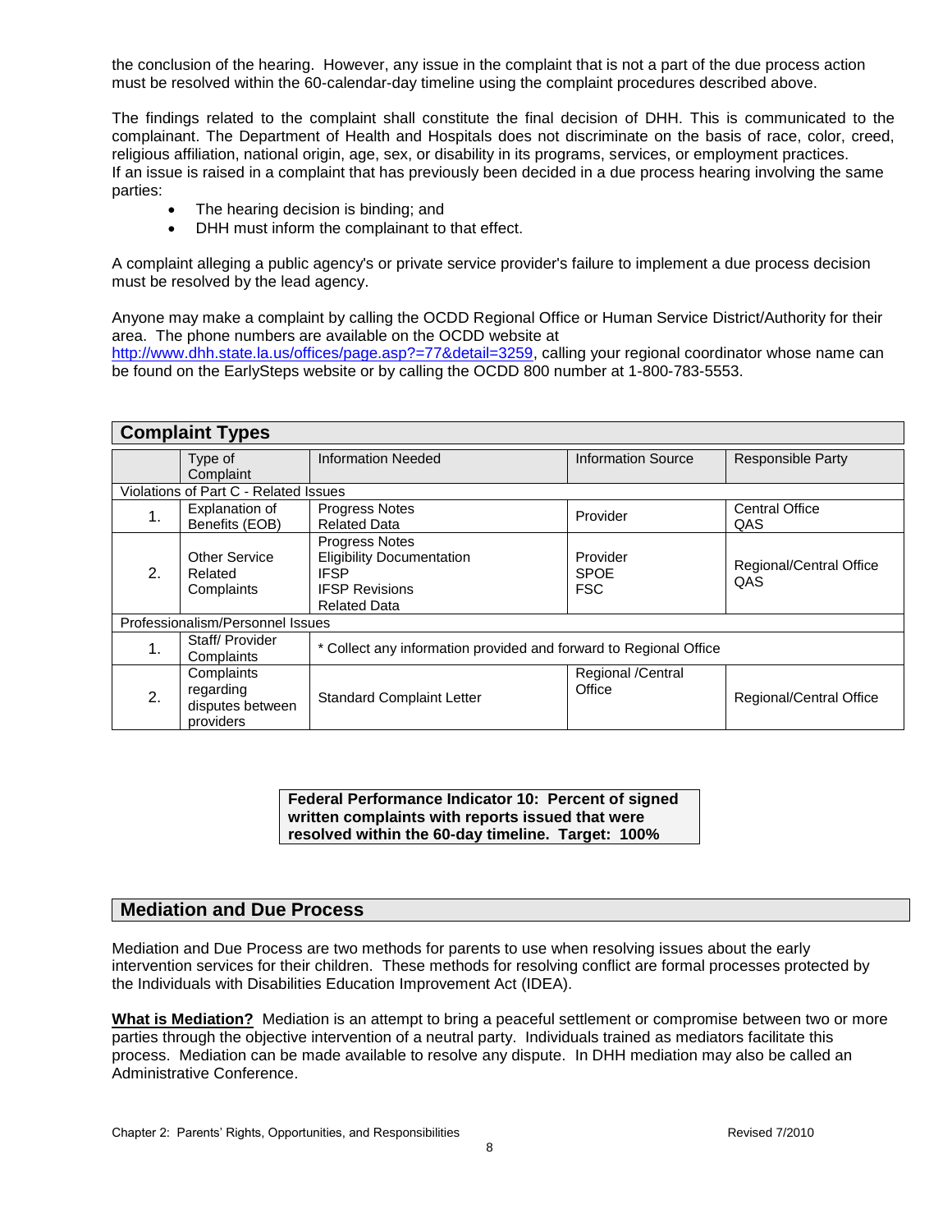the conclusion of the hearing. However, any issue in the complaint that is not a part of the due process action must be resolved within the 60-calendar-day timeline using the complaint procedures described above.

The findings related to the complaint shall constitute the final decision of DHH. This is communicated to the complainant. The Department of Health and Hospitals does not discriminate on the basis of race, color, creed, religious affiliation, national origin, age, sex, or disability in its programs, services, or employment practices.
If an issue is raised in a complaint that has previously been decided in a due process hearing involving the same parties:

- The hearing decision is binding; and
- DHH must inform the complainant to that effect.

A complaint alleging a public agency's or private service provider's failure to implement a due process decision must be resolved by the lead agency.

Anyone may make a complaint by calling the OCDD Regional Office or Human Service District/Authority for their area. The phone numbers are available on the OCDD website at http://www.dhh.state.la.us/offices/page.asp?=77&detail=3259, calling your regional coordinator whose name can be found on the EarlySteps website or by calling the OCDD 800 number at 1-800-783-5553.

## Complaint Types

| | Type of Complaint | Information Needed | Information Source | Responsible Party |
|---|---|---|---|---|
| Violations of Part C - Related Issues | | | | |
| 1. | Explanation of Benefits (EOB) | Progress Notes<br>Related Data | Provider | Central Office<br>QAS |
| 2. | Other Service Related Complaints | Progress Notes<br>Eligibility Documentation<br>IFSP<br>IFSP Revisions<br>Related Data | Provider<br>SPOE<br>FSC | Regional/Central Office<br>QAS |
| Professionalism/Personnel Issues | | | | |
| 1. | Staff/ Provider Complaints | * Collect any information provided and forward to Regional Office | | |
| 2. | Complaints regarding disputes between providers | Standard Complaint Letter | Regional /Central Office | Regional/Central Office |

**Federal Performance Indicator 10: Percent of signed written complaints with reports issued that were resolved within the 60-day timeline. Target: 100%**

## Mediation and Due Process

Mediation and Due Process are two methods for parents to use when resolving issues about the early intervention services for their children. These methods for resolving conflict are formal processes protected by the Individuals with Disabilities Education Improvement Act (IDEA).

**What is Mediation?** Mediation is an attempt to bring a peaceful settlement or compromise between two or more parties through the objective intervention of a neutral party. Individuals trained as mediators facilitate this process. Mediation can be made available to resolve any dispute. In DHH mediation may also be called an Administrative Conference.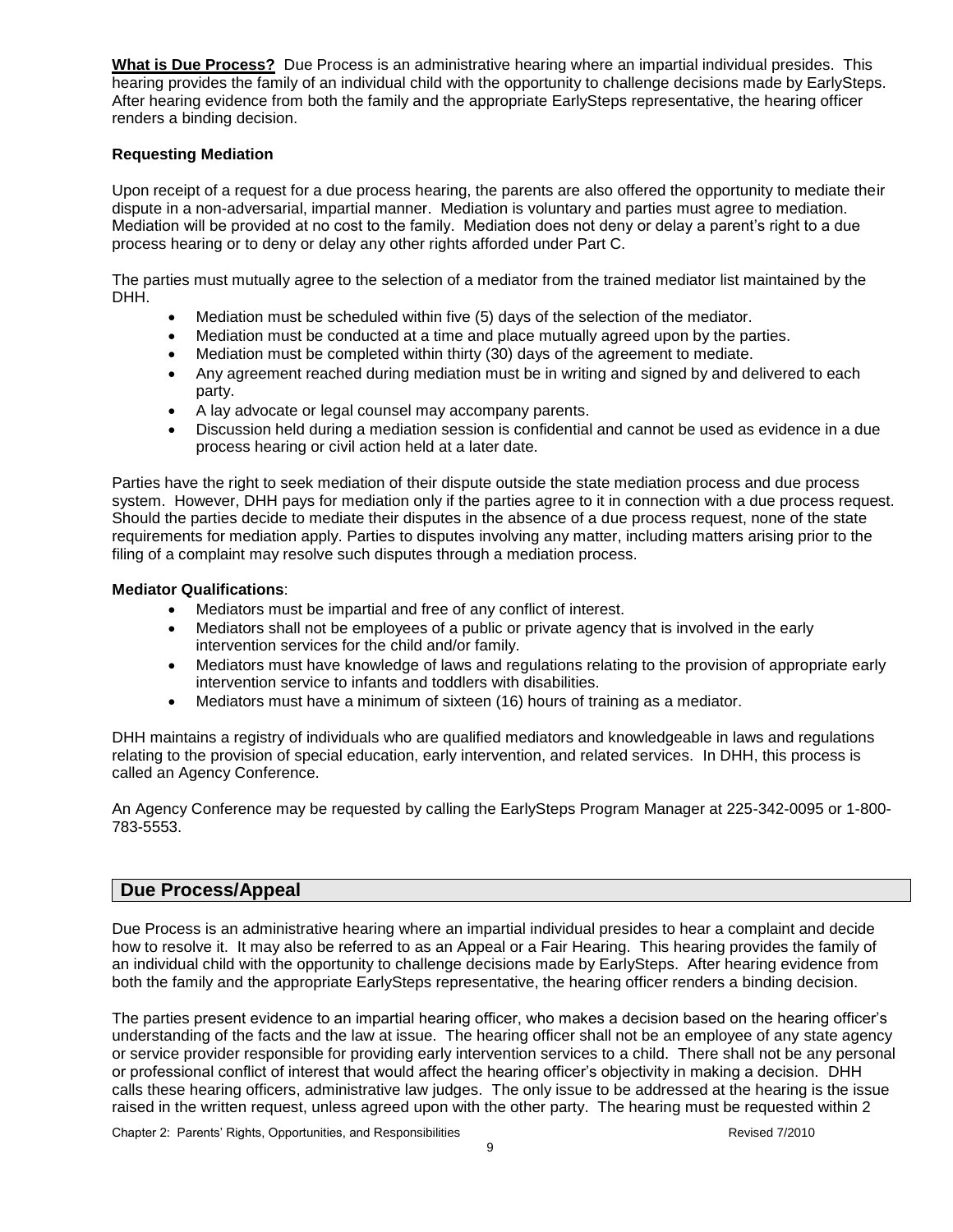**What is Due Process?** Due Process is an administrative hearing where an impartial individual presides. This hearing provides the family of an individual child with the opportunity to challenge decisions made by EarlySteps. After hearing evidence from both the family and the appropriate EarlySteps representative, the hearing officer renders a binding decision.

**Requesting Mediation**

Upon receipt of a request for a due process hearing, the parents are also offered the opportunity to mediate their dispute in a non-adversarial, impartial manner. Mediation is voluntary and parties must agree to mediation. Mediation will be provided at no cost to the family. Mediation does not deny or delay a parent's right to a due process hearing or to deny or delay any other rights afforded under Part C.

The parties must mutually agree to the selection of a mediator from the trained mediator list maintained by the DHH.

- Mediation must be scheduled within five (5) days of the selection of the mediator.
- Mediation must be conducted at a time and place mutually agreed upon by the parties.
- Mediation must be completed within thirty (30) days of the agreement to mediate.
- Any agreement reached during mediation must be in writing and signed by and delivered to each party.
- A lay advocate or legal counsel may accompany parents.
- Discussion held during a mediation session is confidential and cannot be used as evidence in a due process hearing or civil action held at a later date.

Parties have the right to seek mediation of their dispute outside the state mediation process and due process system. However, DHH pays for mediation only if the parties agree to it in connection with a due process request. Should the parties decide to mediate their disputes in the absence of a due process request, none of the state requirements for mediation apply. Parties to disputes involving any matter, including matters arising prior to the filing of a complaint may resolve such disputes through a mediation process.

**Mediator Qualifications**:

- Mediators must be impartial and free of any conflict of interest.
- Mediators shall not be employees of a public or private agency that is involved in the early intervention services for the child and/or family.
- Mediators must have knowledge of laws and regulations relating to the provision of appropriate early intervention service to infants and toddlers with disabilities.
- Mediators must have a minimum of sixteen (16) hours of training as a mediator.

DHH maintains a registry of individuals who are qualified mediators and knowledgeable in laws and regulations relating to the provision of special education, early intervention, and related services. In DHH, this process is called an Agency Conference.

An Agency Conference may be requested by calling the EarlySteps Program Manager at 225-342-0095 or 1-800-783-5553.

## Due Process/Appeal

Due Process is an administrative hearing where an impartial individual presides to hear a complaint and decide how to resolve it. It may also be referred to as an Appeal or a Fair Hearing. This hearing provides the family of an individual child with the opportunity to challenge decisions made by EarlySteps. After hearing evidence from both the family and the appropriate EarlySteps representative, the hearing officer renders a binding decision.

The parties present evidence to an impartial hearing officer, who makes a decision based on the hearing officer's understanding of the facts and the law at issue. The hearing officer shall not be an employee of any state agency or service provider responsible for providing early intervention services to a child. There shall not be any personal or professional conflict of interest that would affect the hearing officer's objectivity in making a decision. DHH calls these hearing officers, administrative law judges. The only issue to be addressed at the hearing is the issue raised in the written request, unless agreed upon with the other party. The hearing must be requested within 2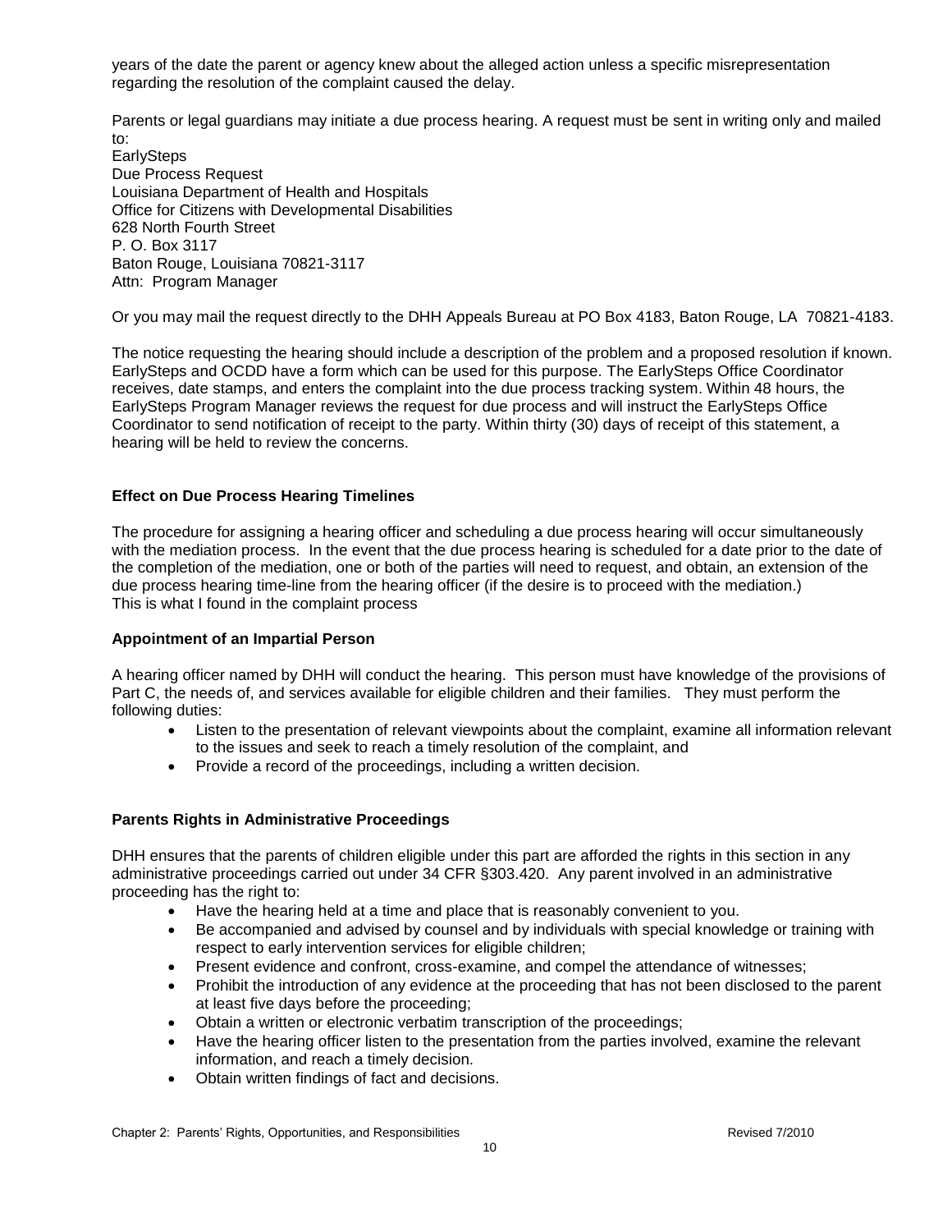years of the date the parent or agency knew about the alleged action unless a specific misrepresentation regarding the resolution of the complaint caused the delay.

Parents or legal guardians may initiate a due process hearing. A request must be sent in writing only and mailed to:
EarlySteps
Due Process Request
Louisiana Department of Health and Hospitals
Office for Citizens with Developmental Disabilities
628 North Fourth Street
P. O. Box 3117
Baton Rouge, Louisiana 70821-3117
Attn: Program Manager

Or you may mail the request directly to the DHH Appeals Bureau at PO Box 4183, Baton Rouge, LA 70821-4183.

The notice requesting the hearing should include a description of the problem and a proposed resolution if known. EarlySteps and OCDD have a form which can be used for this purpose. The EarlySteps Office Coordinator receives, date stamps, and enters the complaint into the due process tracking system. Within 48 hours, the EarlySteps Program Manager reviews the request for due process and will instruct the EarlySteps Office Coordinator to send notification of receipt to the party. Within thirty (30) days of receipt of this statement, a hearing will be held to review the concerns.

**Effect on Due Process Hearing Timelines**

The procedure for assigning a hearing officer and scheduling a due process hearing will occur simultaneously with the mediation process. In the event that the due process hearing is scheduled for a date prior to the date of the completion of the mediation, one or both of the parties will need to request, and obtain, an extension of the due process hearing time-line from the hearing officer (if the desire is to proceed with the mediation.)
This is what I found in the complaint process

**Appointment of an Impartial Person**

A hearing officer named by DHH will conduct the hearing. This person must have knowledge of the provisions of Part C, the needs of, and services available for eligible children and their families. They must perform the following duties:

- Listen to the presentation of relevant viewpoints about the complaint, examine all information relevant to the issues and seek to reach a timely resolution of the complaint, and
- Provide a record of the proceedings, including a written decision.

**Parents Rights in Administrative Proceedings**

DHH ensures that the parents of children eligible under this part are afforded the rights in this section in any administrative proceedings carried out under 34 CFR §303.420. Any parent involved in an administrative proceeding has the right to:

- Have the hearing held at a time and place that is reasonably convenient to you.
- Be accompanied and advised by counsel and by individuals with special knowledge or training with respect to early intervention services for eligible children;
- Present evidence and confront, cross-examine, and compel the attendance of witnesses;
- Prohibit the introduction of any evidence at the proceeding that has not been disclosed to the parent at least five days before the proceeding;
- Obtain a written or electronic verbatim transcription of the proceedings;
- Have the hearing officer listen to the presentation from the parties involved, examine the relevant information, and reach a timely decision.
- Obtain written findings of fact and decisions.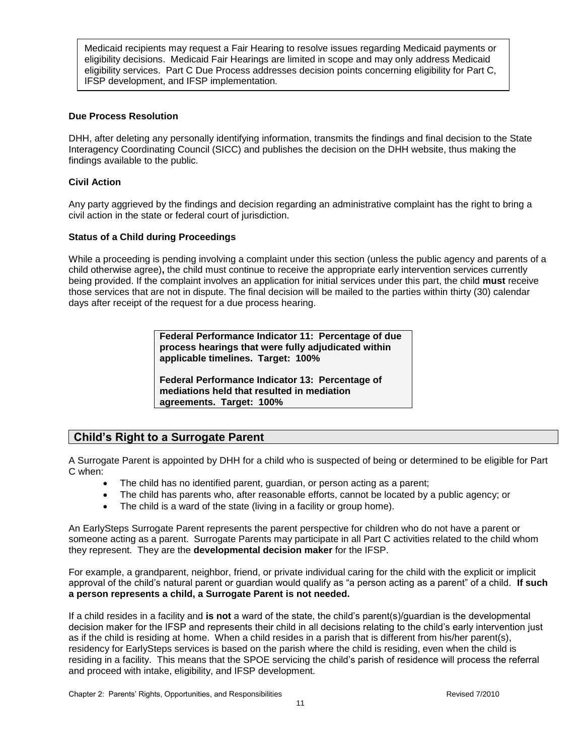Medicaid recipients may request a Fair Hearing to resolve issues regarding Medicaid payments or eligibility decisions. Medicaid Fair Hearings are limited in scope and may only address Medicaid eligibility services. Part C Due Process addresses decision points concerning eligibility for Part C, IFSP development, and IFSP implementation.

**Due Process Resolution**

DHH, after deleting any personally identifying information, transmits the findings and final decision to the State Interagency Coordinating Council (SICC) and publishes the decision on the DHH website, thus making the findings available to the public.

**Civil Action**

Any party aggrieved by the findings and decision regarding an administrative complaint has the right to bring a civil action in the state or federal court of jurisdiction.

**Status of a Child during Proceedings**

While a proceeding is pending involving a complaint under this section (unless the public agency and parents of a child otherwise agree)**,** the child must continue to receive the appropriate early intervention services currently being provided. If the complaint involves an application for initial services under this part, the child **must** receive those services that are not in dispute. The final decision will be mailed to the parties within thirty (30) calendar days after receipt of the request for a due process hearing.

**Federal Performance Indicator 11: Percentage of due process hearings that were fully adjudicated within applicable timelines. Target: 100%**

**Federal Performance Indicator 13: Percentage of mediations held that resulted in mediation agreements. Target: 100%**

## Child's Right to a Surrogate Parent

A Surrogate Parent is appointed by DHH for a child who is suspected of being or determined to be eligible for Part C when:

- The child has no identified parent, guardian, or person acting as a parent;
- The child has parents who, after reasonable efforts, cannot be located by a public agency; or
- The child is a ward of the state (living in a facility or group home).

An EarlySteps Surrogate Parent represents the parent perspective for children who do not have a parent or someone acting as a parent. Surrogate Parents may participate in all Part C activities related to the child whom they represent. They are the **developmental decision maker** for the IFSP.

For example, a grandparent, neighbor, friend, or private individual caring for the child with the explicit or implicit approval of the child's natural parent or guardian would qualify as "a person acting as a parent" of a child. **If such a person represents a child, a Surrogate Parent is not needed.**

If a child resides in a facility and **is not** a ward of the state, the child's parent(s)/guardian is the developmental decision maker for the IFSP and represents their child in all decisions relating to the child's early intervention just as if the child is residing at home. When a child resides in a parish that is different from his/her parent(s), residency for EarlySteps services is based on the parish where the child is residing, even when the child is residing in a facility. This means that the SPOE servicing the child's parish of residence will process the referral and proceed with intake, eligibility, and IFSP development.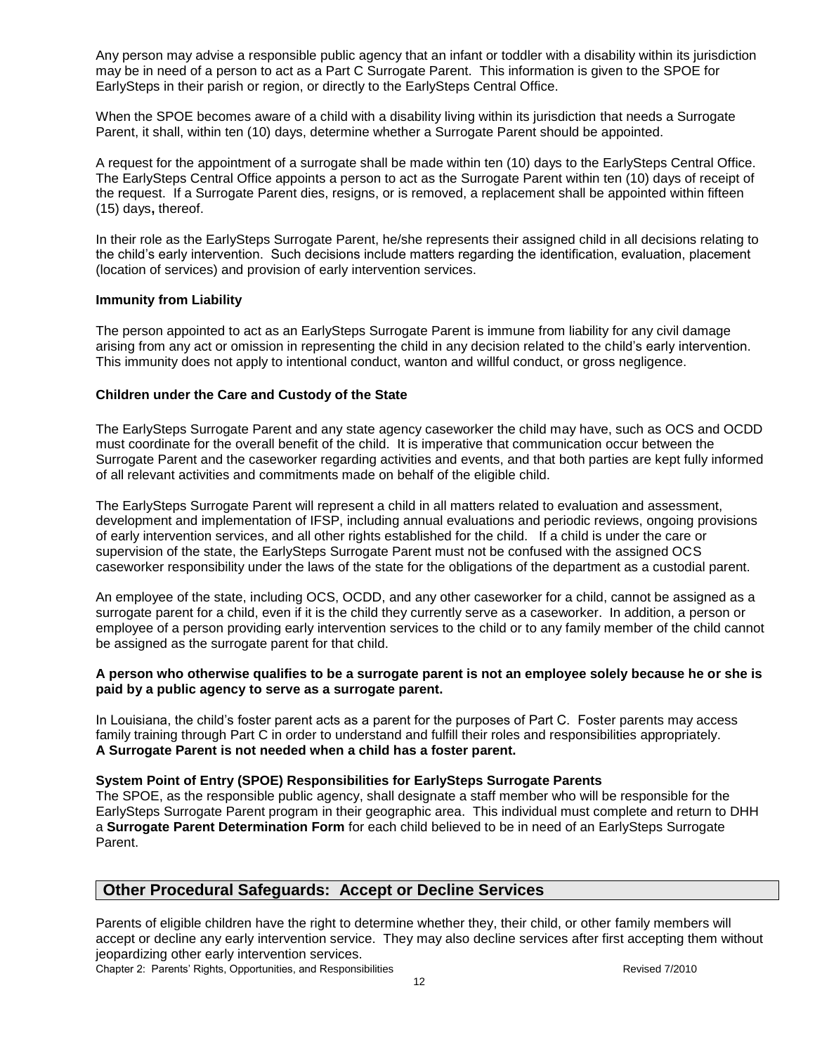Any person may advise a responsible public agency that an infant or toddler with a disability within its jurisdiction may be in need of a person to act as a Part C Surrogate Parent. This information is given to the SPOE for EarlySteps in their parish or region, or directly to the EarlySteps Central Office.

When the SPOE becomes aware of a child with a disability living within its jurisdiction that needs a Surrogate Parent, it shall, within ten (10) days, determine whether a Surrogate Parent should be appointed.

A request for the appointment of a surrogate shall be made within ten (10) days to the EarlySteps Central Office. The EarlySteps Central Office appoints a person to act as the Surrogate Parent within ten (10) days of receipt of the request. If a Surrogate Parent dies, resigns, or is removed, a replacement shall be appointed within fifteen (15) days**,** thereof.

In their role as the EarlySteps Surrogate Parent, he/she represents their assigned child in all decisions relating to the child's early intervention. Such decisions include matters regarding the identification, evaluation, placement (location of services) and provision of early intervention services.

**Immunity from Liability**

The person appointed to act as an EarlySteps Surrogate Parent is immune from liability for any civil damage arising from any act or omission in representing the child in any decision related to the child's early intervention. This immunity does not apply to intentional conduct, wanton and willful conduct, or gross negligence.

**Children under the Care and Custody of the State**

The EarlySteps Surrogate Parent and any state agency caseworker the child may have, such as OCS and OCDD must coordinate for the overall benefit of the child. It is imperative that communication occur between the Surrogate Parent and the caseworker regarding activities and events, and that both parties are kept fully informed of all relevant activities and commitments made on behalf of the eligible child.

The EarlySteps Surrogate Parent will represent a child in all matters related to evaluation and assessment, development and implementation of IFSP, including annual evaluations and periodic reviews, ongoing provisions of early intervention services, and all other rights established for the child. If a child is under the care or supervision of the state, the EarlySteps Surrogate Parent must not be confused with the assigned OCS caseworker responsibility under the laws of the state for the obligations of the department as a custodial parent.

An employee of the state, including OCS, OCDD, and any other caseworker for a child, cannot be assigned as a surrogate parent for a child, even if it is the child they currently serve as a caseworker. In addition, a person or employee of a person providing early intervention services to the child or to any family member of the child cannot be assigned as the surrogate parent for that child.

**A person who otherwise qualifies to be a surrogate parent is not an employee solely because he or she is paid by a public agency to serve as a surrogate parent.**

In Louisiana, the child's foster parent acts as a parent for the purposes of Part C. Foster parents may access family training through Part C in order to understand and fulfill their roles and responsibilities appropriately.
**A Surrogate Parent is not needed when a child has a foster parent.**

**System Point of Entry (SPOE) Responsibilities for EarlySteps Surrogate Parents**
The SPOE, as the responsible public agency, shall designate a staff member who will be responsible for the EarlySteps Surrogate Parent program in their geographic area. This individual must complete and return to DHH a **Surrogate Parent Determination Form** for each child believed to be in need of an EarlySteps Surrogate Parent.

## Other Procedural Safeguards: Accept or Decline Services

Parents of eligible children have the right to determine whether they, their child, or other family members will accept or decline any early intervention service. They may also decline services after first accepting them without jeopardizing other early intervention services.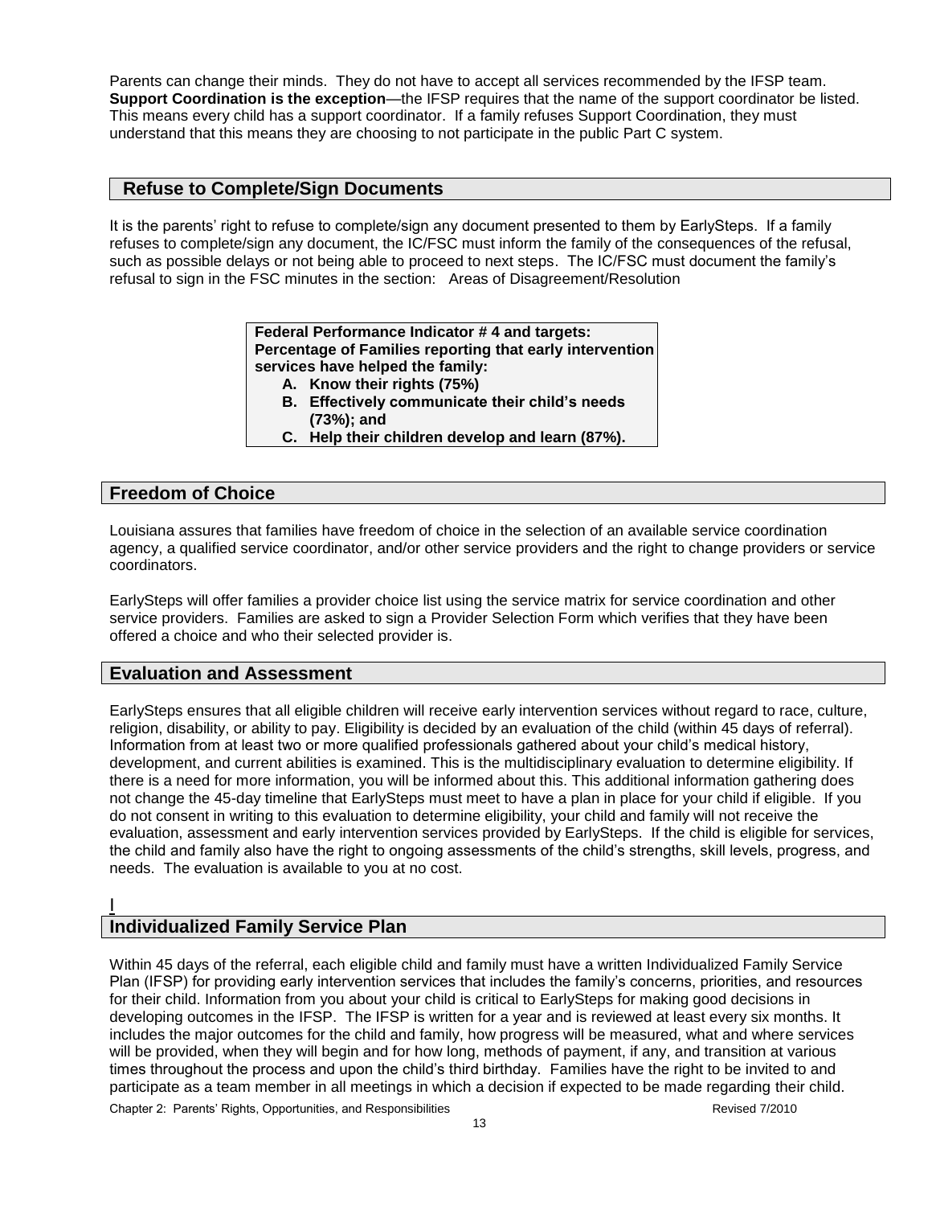Parents can change their minds. They do not have to accept all services recommended by the IFSP team. **Support Coordination is the exception**—the IFSP requires that the name of the support coordinator be listed. This means every child has a support coordinator. If a family refuses Support Coordination, they must understand that this means they are choosing to not participate in the public Part C system.

## Refuse to Complete/Sign Documents

It is the parents' right to refuse to complete/sign any document presented to them by EarlySteps. If a family refuses to complete/sign any document, the IC/FSC must inform the family of the consequences of the refusal, such as possible delays or not being able to proceed to next steps. The IC/FSC must document the family's refusal to sign in the FSC minutes in the section: Areas of Disagreement/Resolution

> **Federal Performance Indicator # 4 and targets: Percentage of Families reporting that early intervention services have helped the family:**
> 
> **A. Know their rights (75%)**
> **B. Effectively communicate their child's needs (73%); and**
> **C. Help their children develop and learn (87%).**

## Freedom of Choice

Louisiana assures that families have freedom of choice in the selection of an available service coordination agency, a qualified service coordinator, and/or other service providers and the right to change providers or service coordinators.

EarlySteps will offer families a provider choice list using the service matrix for service coordination and other service providers. Families are asked to sign a Provider Selection Form which verifies that they have been offered a choice and who their selected provider is.

## Evaluation and Assessment

EarlySteps ensures that all eligible children will receive early intervention services without regard to race, culture, religion, disability, or ability to pay. Eligibility is decided by an evaluation of the child (within 45 days of referral). Information from at least two or more qualified professionals gathered about your child's medical history, development, and current abilities is examined. This is the multidisciplinary evaluation to determine eligibility. If there is a need for more information, you will be informed about this. This additional information gathering does not change the 45-day timeline that EarlySteps must meet to have a plan in place for your child if eligible. If you do not consent in writing to this evaluation to determine eligibility, your child and family will not receive the evaluation, assessment and early intervention services provided by EarlySteps. If the child is eligible for services, the child and family also have the right to ongoing assessments of the child's strengths, skill levels, progress, and needs. The evaluation is available to you at no cost.

I

## Individualized Family Service Plan

Within 45 days of the referral, each eligible child and family must have a written Individualized Family Service Plan (IFSP) for providing early intervention services that includes the family's concerns, priorities, and resources for their child. Information from you about your child is critical to EarlySteps for making good decisions in developing outcomes in the IFSP. The IFSP is written for a year and is reviewed at least every six months. It includes the major outcomes for the child and family, how progress will be measured, what and where services will be provided, when they will begin and for how long, methods of payment, if any, and transition at various times throughout the process and upon the child's third birthday. Families have the right to be invited to and participate as a team member in all meetings in which a decision if expected to be made regarding their child.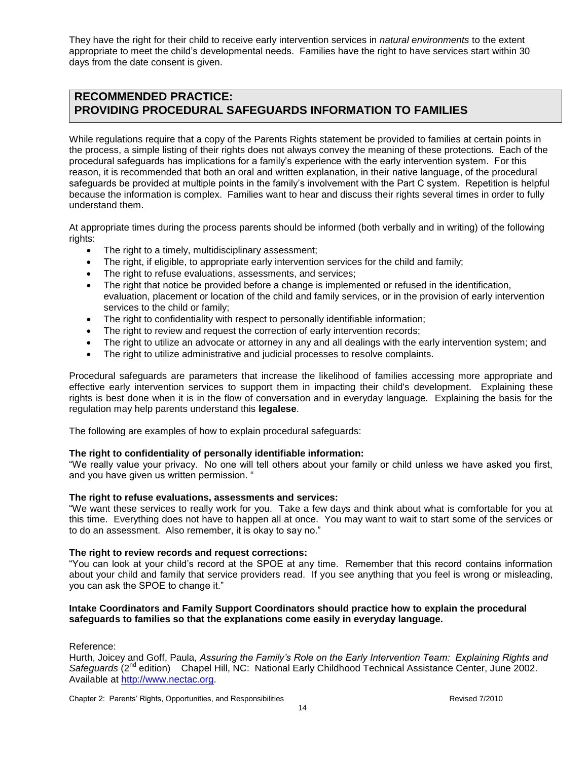They have the right for their child to receive early intervention services in *natural environments* to the extent appropriate to meet the child's developmental needs. Families have the right to have services start within 30 days from the date consent is given.

## RECOMMENDED PRACTICE: PROVIDING PROCEDURAL SAFEGUARDS INFORMATION TO FAMILIES

While regulations require that a copy of the Parents Rights statement be provided to families at certain points in the process, a simple listing of their rights does not always convey the meaning of these protections. Each of the procedural safeguards has implications for a family's experience with the early intervention system. For this reason, it is recommended that both an oral and written explanation, in their native language, of the procedural safeguards be provided at multiple points in the family's involvement with the Part C system. Repetition is helpful because the information is complex. Families want to hear and discuss their rights several times in order to fully understand them.

At appropriate times during the process parents should be informed (both verbally and in writing) of the following rights:

- The right to a timely, multidisciplinary assessment;
- The right, if eligible, to appropriate early intervention services for the child and family;
- The right to refuse evaluations, assessments, and services;
- The right that notice be provided before a change is implemented or refused in the identification, evaluation, placement or location of the child and family services, or in the provision of early intervention services to the child or family;
- The right to confidentiality with respect to personally identifiable information;
- The right to review and request the correction of early intervention records;
- The right to utilize an advocate or attorney in any and all dealings with the early intervention system; and
- The right to utilize administrative and judicial processes to resolve complaints.

Procedural safeguards are parameters that increase the likelihood of families accessing more appropriate and effective early intervention services to support them in impacting their child's development. Explaining these rights is best done when it is in the flow of conversation and in everyday language. Explaining the basis for the regulation may help parents understand this **legalese**.

The following are examples of how to explain procedural safeguards:

**The right to confidentiality of personally identifiable information:**
"We really value your privacy. No one will tell others about your family or child unless we have asked you first, and you have given us written permission. "

**The right to refuse evaluations, assessments and services:**
"We want these services to really work for you. Take a few days and think about what is comfortable for you at this time. Everything does not have to happen all at once. You may want to wait to start some of the services or to do an assessment. Also remember, it is okay to say no."

**The right to review records and request corrections:**
"You can look at your child's record at the SPOE at any time. Remember that this record contains information about your child and family that service providers read. If you see anything that you feel is wrong or misleading, you can ask the SPOE to change it."

**Intake Coordinators and Family Support Coordinators should practice how to explain the procedural safeguards to families so that the explanations come easily in everyday language.**

Reference:
Hurth, Joicey and Goff, Paula, *Assuring the Family's Role on the Early Intervention Team: Explaining Rights and Safeguards* (2nd edition) Chapel Hill, NC: National Early Childhood Technical Assistance Center, June 2002. Available at [http://www.nectac.org](http://www.nectac.org).